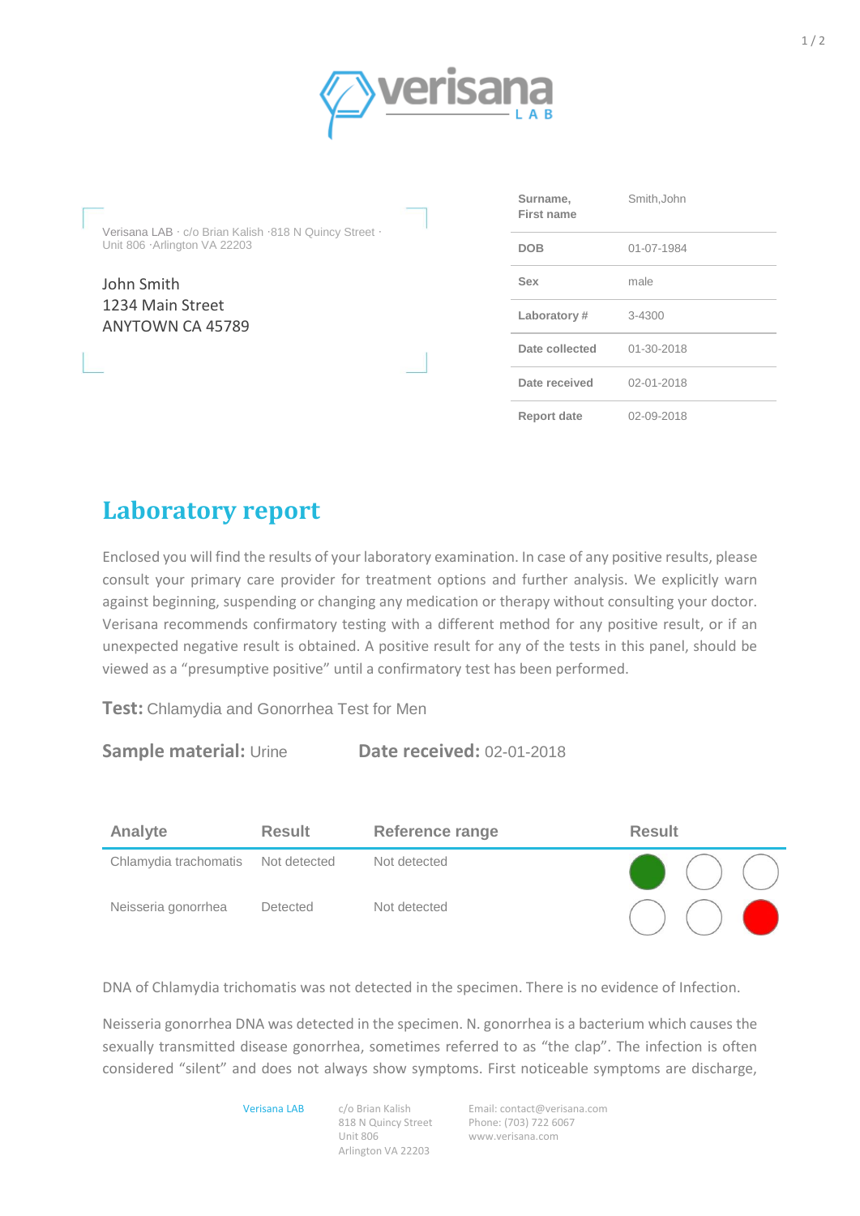verisana LAB

Verisana LAB · c/o Brian Kalish ·818 N Quincy Street · Unit 806 ·Arlington VA 22203

John Smith
1234 Main Street
ANYTOWN CA 45789

| Surname, First name | Smith,John |
|---|---|
| DOB | 01-07-1984 |
| Sex | male |
| Laboratory # | 3-4300 |
| Date collected | 01-30-2018 |
| Date received | 02-01-2018 |
| Report date | 02-09-2018 |

# Laboratory report

Enclosed you will find the results of your laboratory examination. In case of any positive results, please consult your primary care provider for treatment options and further analysis. We explicitly warn against beginning, suspending or changing any medication or therapy without consulting your doctor. Verisana recommends confirmatory testing with a different method for any positive result, or if an unexpected negative result is obtained. A positive result for any of the tests in this panel, should be viewed as a "presumptive positive" until a confirmatory test has been performed.

**Test:** Chlamydia and Gonorrhea Test for Men

**Sample material:** Urine **Date received:** 02-01-2018

| Analyte | Result | Reference range | Result |
|---|---|---|---|
| Chlamydia trachomatis | Not detected | Not detected | ● (green) ○ ○ |
| Neisseria gonorrhea | Detected | Not detected | ○ ○ ● (red) |

DNA of Chlamydia trichomatis was not detected in the specimen. There is no evidence of Infection.

Neisseria gonorrhea DNA was detected in the specimen. N. gonorrhea is a bacterium which causes the sexually transmitted disease gonorrhea, sometimes referred to as "the clap". The infection is often considered "silent" and does not always show symptoms. First noticeable symptoms are discharge,

Verisana LAB
c/o Brian Kalish
818 N Quincy Street
Unit 806
Arlington VA 22203

Email: contact@verisana.com
Phone: (703) 722 6067
www.verisana.com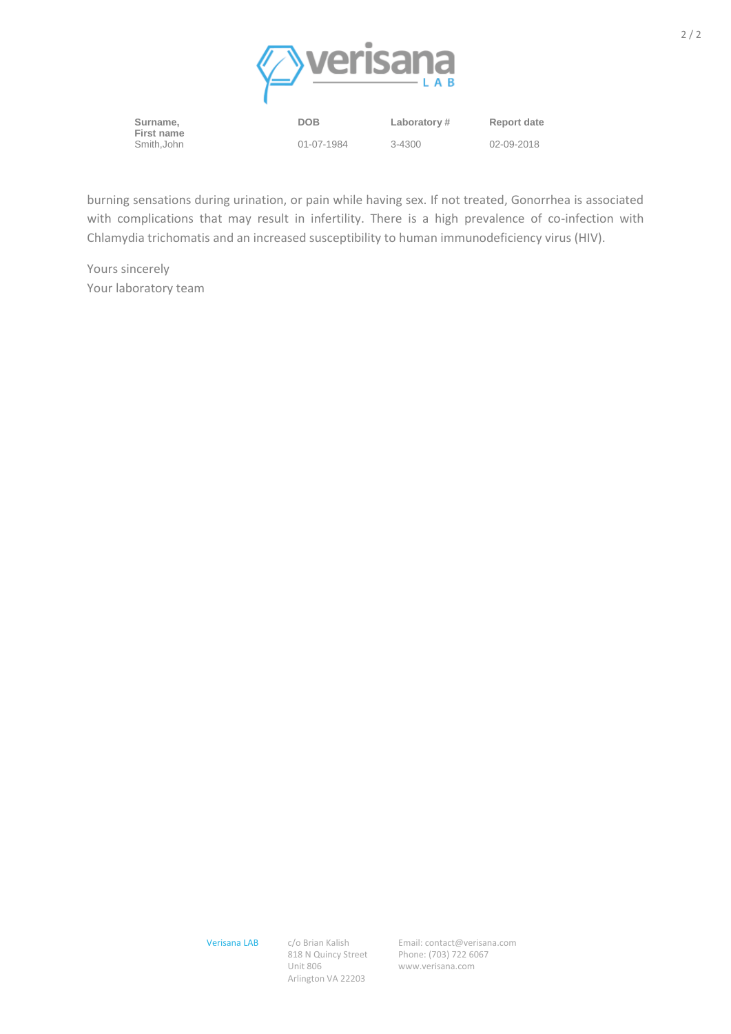| Surname, First name | DOB | Laboratory # | Report date |
| --- | --- | --- | --- |
| Smith,John | 01-07-1984 | 3-4300 | 02-09-2018 |

burning sensations during urination, or pain while having sex. If not treated, Gonorrhea is associated with complications that may result in infertility. There is a high prevalence of co-infection with Chlamydia trichomatis and an increased susceptibility to human immunodeficiency virus (HIV).

Yours sincerely
Your laboratory team

Verisana LAB

c/o Brian Kalish
818 N Quincy Street
Unit 806
Arlington VA 22203

Email: contact@verisana.com
Phone: (703) 722 6067
www.verisana.com